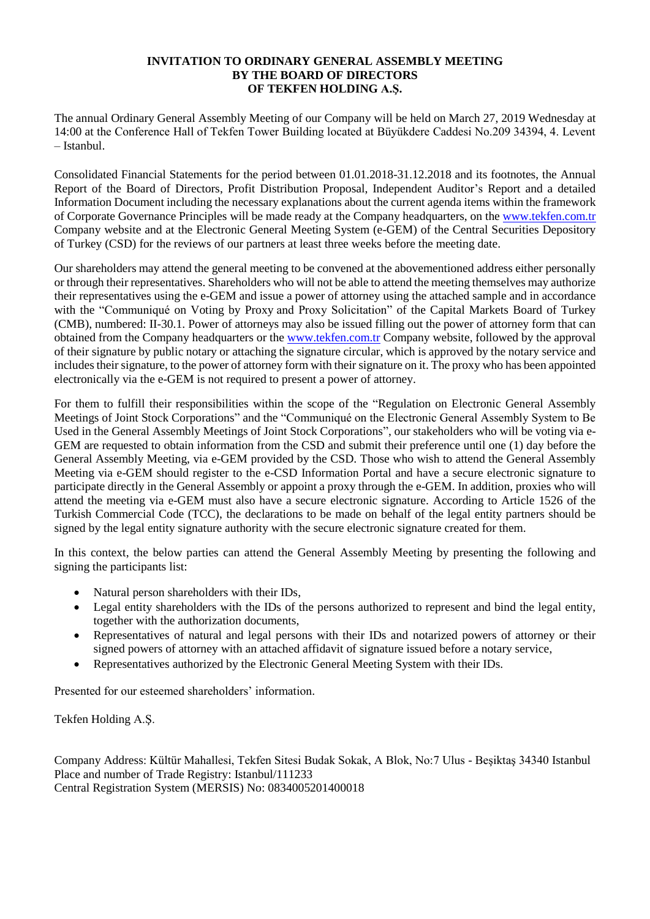# INVITATION TO ORDINARY GENERAL ASSEMBLY MEETING BY THE BOARD OF DIRECTORS OF TEKFEN HOLDING A.Ş.

The annual Ordinary General Assembly Meeting of our Company will be held on March 27, 2019 Wednesday at 14:00 at the Conference Hall of Tekfen Tower Building located at Büyükdere Caddesi No.209 34394, 4. Levent – Istanbul.

Consolidated Financial Statements for the period between 01.01.2018-31.12.2018 and its footnotes, the Annual Report of the Board of Directors, Profit Distribution Proposal, Independent Auditor's Report and a detailed Information Document including the necessary explanations about the current agenda items within the framework of Corporate Governance Principles will be made ready at the Company headquarters, on the www.tekfen.com.tr Company website and at the Electronic General Meeting System (e-GEM) of the Central Securities Depository of Turkey (CSD) for the reviews of our partners at least three weeks before the meeting date.

Our shareholders may attend the general meeting to be convened at the abovementioned address either personally or through their representatives. Shareholders who will not be able to attend the meeting themselves may authorize their representatives using the e-GEM and issue a power of attorney using the attached sample and in accordance with the "Communiqué on Voting by Proxy and Proxy Solicitation" of the Capital Markets Board of Turkey (CMB), numbered: II-30.1. Power of attorneys may also be issued filling out the power of attorney form that can obtained from the Company headquarters or the www.tekfen.com.tr Company website, followed by the approval of their signature by public notary or attaching the signature circular, which is approved by the notary service and includes their signature, to the power of attorney form with their signature on it. The proxy who has been appointed electronically via the e-GEM is not required to present a power of attorney.

For them to fulfill their responsibilities within the scope of the "Regulation on Electronic General Assembly Meetings of Joint Stock Corporations" and the "Communiqué on the Electronic General Assembly System to Be Used in the General Assembly Meetings of Joint Stock Corporations", our stakeholders who will be voting via e-GEM are requested to obtain information from the CSD and submit their preference until one (1) day before the General Assembly Meeting, via e-GEM provided by the CSD. Those who wish to attend the General Assembly Meeting via e-GEM should register to the e-CSD Information Portal and have a secure electronic signature to participate directly in the General Assembly or appoint a proxy through the e-GEM. In addition, proxies who will attend the meeting via e-GEM must also have a secure electronic signature. According to Article 1526 of the Turkish Commercial Code (TCC), the declarations to be made on behalf of the legal entity partners should be signed by the legal entity signature authority with the secure electronic signature created for them.

In this context, the below parties can attend the General Assembly Meeting by presenting the following and signing the participants list:

- Natural person shareholders with their IDs,
- Legal entity shareholders with the IDs of the persons authorized to represent and bind the legal entity, together with the authorization documents,
- Representatives of natural and legal persons with their IDs and notarized powers of attorney or their signed powers of attorney with an attached affidavit of signature issued before a notary service,
- Representatives authorized by the Electronic General Meeting System with their IDs.

Presented for our esteemed shareholders' information.

Tekfen Holding A.Ş.

Company Address: Kültür Mahallesi, Tekfen Sitesi Budak Sokak, A Blok, No:7 Ulus - Beşiktaş 34340 Istanbul
Place and number of Trade Registry: Istanbul/111233
Central Registration System (MERSIS) No: 0834005201400018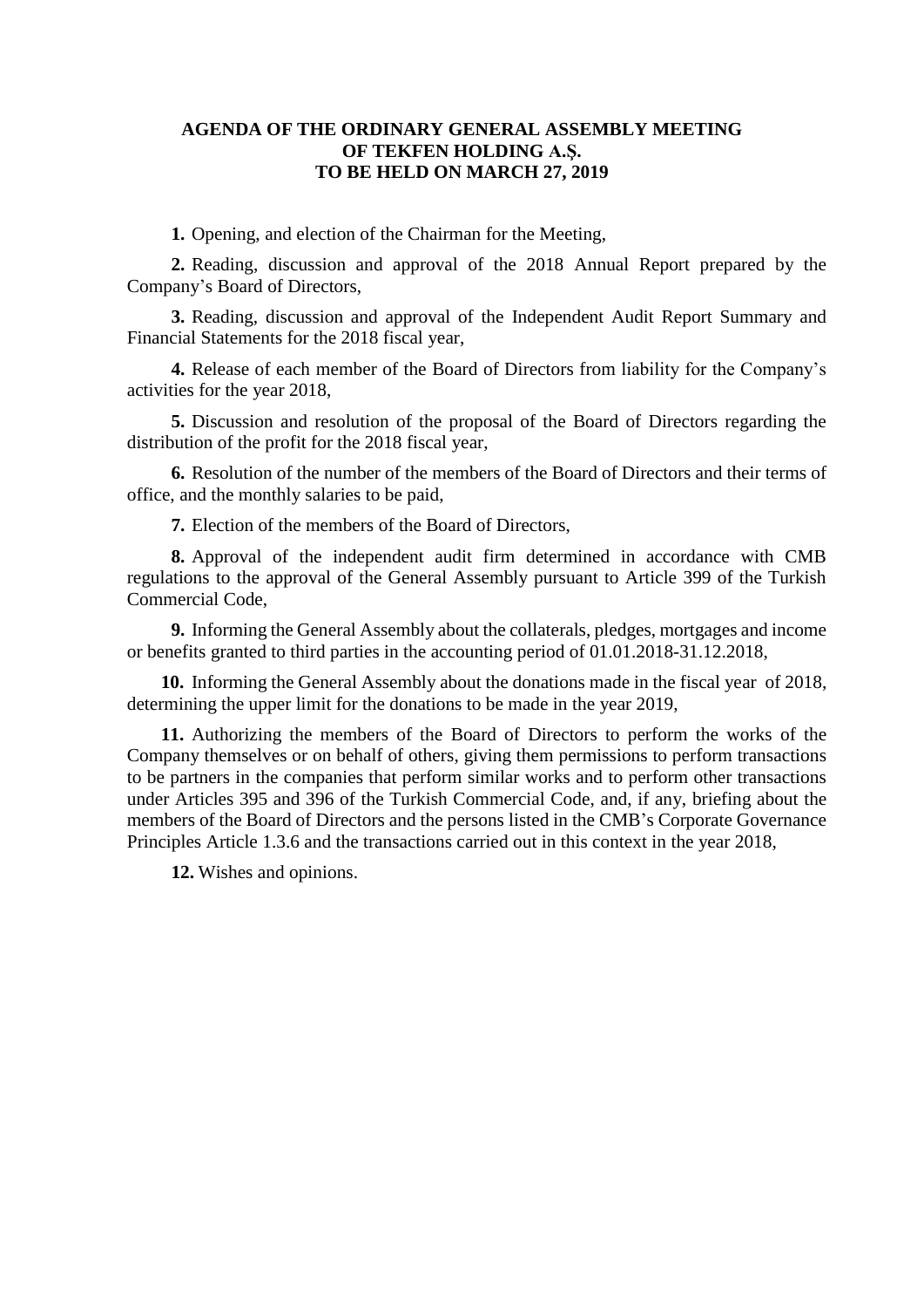## AGENDA OF THE ORDINARY GENERAL ASSEMBLY MEETING OF TEKFEN HOLDING A.Ş. TO BE HELD ON MARCH 27, 2019

**1.** Opening, and election of the Chairman for the Meeting,

**2.** Reading, discussion and approval of the 2018 Annual Report prepared by the Company's Board of Directors,

**3.** Reading, discussion and approval of the Independent Audit Report Summary and Financial Statements for the 2018 fiscal year,

**4.** Release of each member of the Board of Directors from liability for the Company's activities for the year 2018,

**5.** Discussion and resolution of the proposal of the Board of Directors regarding the distribution of the profit for the 2018 fiscal year,

**6.** Resolution of the number of the members of the Board of Directors and their terms of office, and the monthly salaries to be paid,

**7.** Election of the members of the Board of Directors,

**8.** Approval of the independent audit firm determined in accordance with CMB regulations to the approval of the General Assembly pursuant to Article 399 of the Turkish Commercial Code,

**9.** Informing the General Assembly about the collaterals, pledges, mortgages and income or benefits granted to third parties in the accounting period of 01.01.2018-31.12.2018,

**10.** Informing the General Assembly about the donations made in the fiscal year of 2018, determining the upper limit for the donations to be made in the year 2019,

**11.** Authorizing the members of the Board of Directors to perform the works of the Company themselves or on behalf of others, giving them permissions to perform transactions to be partners in the companies that perform similar works and to perform other transactions under Articles 395 and 396 of the Turkish Commercial Code, and, if any, briefing about the members of the Board of Directors and the persons listed in the CMB's Corporate Governance Principles Article 1.3.6 and the transactions carried out in this context in the year 2018,

**12.** Wishes and opinions.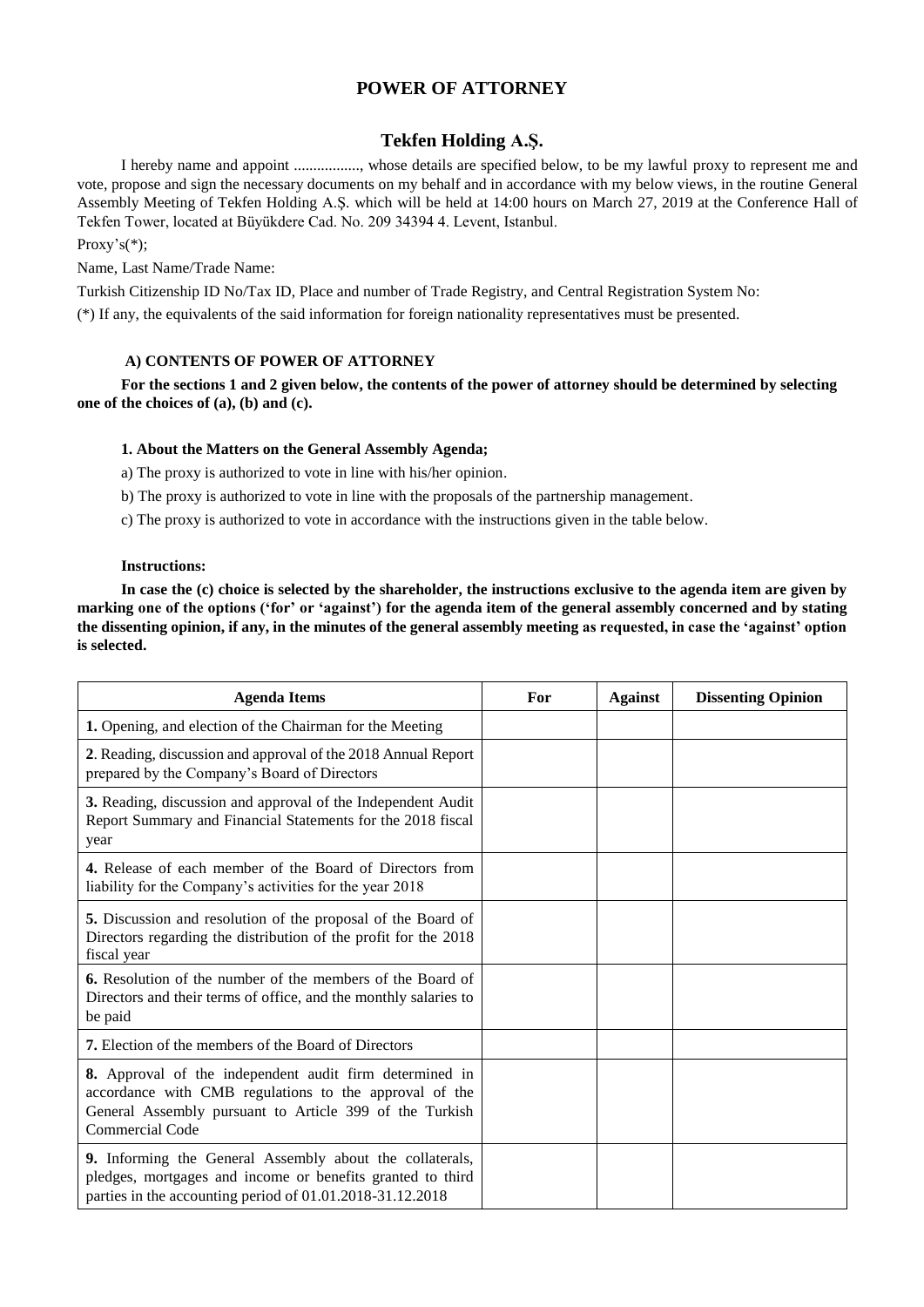# POWER OF ATTORNEY

## Tekfen Holding A.Ş.

I hereby name and appoint ................., whose details are specified below, to be my lawful proxy to represent me and vote, propose and sign the necessary documents on my behalf and in accordance with my below views, in the routine General Assembly Meeting of Tekfen Holding A.Ş. which will be held at 14:00 hours on March 27, 2019 at the Conference Hall of Tekfen Tower, located at Büyükdere Cad. No. 209 34394 4. Levent, Istanbul.

Proxy's(*);

Name, Last Name/Trade Name:

Turkish Citizenship ID No/Tax ID, Place and number of Trade Registry, and Central Registration System No:

(*) If any, the equivalents of the said information for foreign nationality representatives must be presented.

### A) CONTENTS OF POWER OF ATTORNEY

**For the sections 1 and 2 given below, the contents of the power of attorney should be determined by selecting one of the choices of (a), (b) and (c).**

**1. About the Matters on the General Assembly Agenda;**

a) The proxy is authorized to vote in line with his/her opinion.

b) The proxy is authorized to vote in line with the proposals of the partnership management.

c) The proxy is authorized to vote in accordance with the instructions given in the table below.

**Instructions:**

**In case the (c) choice is selected by the shareholder, the instructions exclusive to the agenda item are given by marking one of the options ('for' or 'against') for the agenda item of the general assembly concerned and by stating the dissenting opinion, if any, in the minutes of the general assembly meeting as requested, in case the 'against' option is selected.**

| Agenda Items | For | Against | Dissenting Opinion |
|---|---|---|---|
| **1.** Opening, and election of the Chairman for the Meeting | | | |
| **2**. Reading, discussion and approval of the 2018 Annual Report prepared by the Company's Board of Directors | | | |
| **3.** Reading, discussion and approval of the Independent Audit Report Summary and Financial Statements for the 2018 fiscal year | | | |
| **4.** Release of each member of the Board of Directors from liability for the Company's activities for the year 2018 | | | |
| **5.** Discussion and resolution of the proposal of the Board of Directors regarding the distribution of the profit for the 2018 fiscal year | | | |
| **6.** Resolution of the number of the members of the Board of Directors and their terms of office, and the monthly salaries to be paid | | | |
| **7.** Election of the members of the Board of Directors | | | |
| **8.** Approval of the independent audit firm determined in accordance with CMB regulations to the approval of the General Assembly pursuant to Article 399 of the Turkish Commercial Code | | | |
| **9.** Informing the General Assembly about the collaterals, pledges, mortgages and income or benefits granted to third parties in the accounting period of 01.01.2018-31.12.2018 | | | |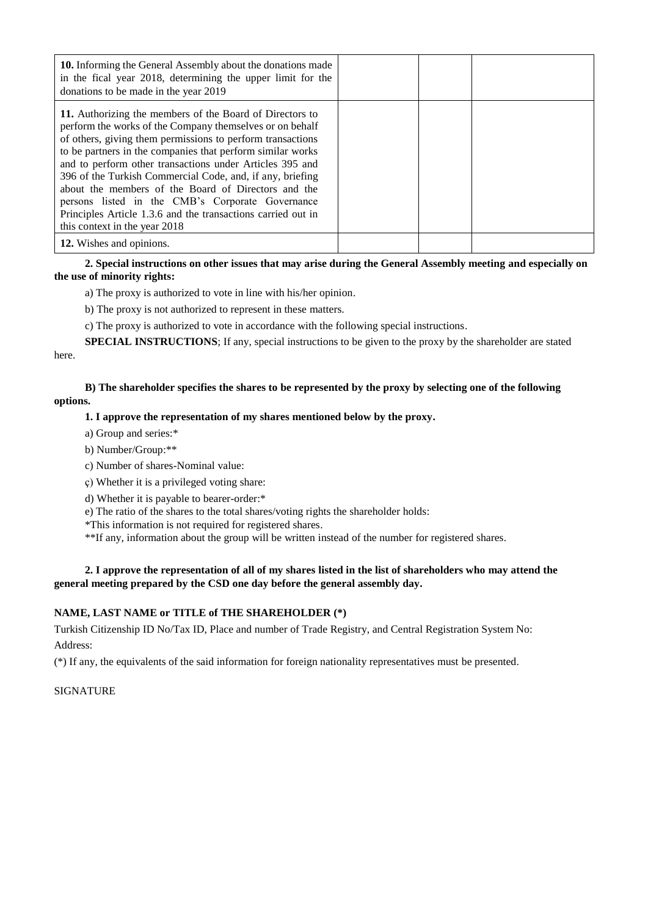| | | | |
|---|---|---|---|
| **10.** Informing the General Assembly about the donations made in the fical year 2018, determining the upper limit for the donations to be made in the year 2019 | | | |
| **11.** Authorizing the members of the Board of Directors to perform the works of the Company themselves or on behalf of others, giving them permissions to perform transactions to be partners in the companies that perform similar works and to perform other transactions under Articles 395 and 396 of the Turkish Commercial Code, and, if any, briefing about the members of the Board of Directors and the persons listed in the CMB's Corporate Governance Principles Article 1.3.6 and the transactions carried out in this context in the year 2018 | | | |
| **12.** Wishes and opinions. | | | |

**2. Special instructions on other issues that may arise during the General Assembly meeting and especially on the use of minority rights:**

a) The proxy is authorized to vote in line with his/her opinion.

b) The proxy is not authorized to represent in these matters.

c) The proxy is authorized to vote in accordance with the following special instructions.

**SPECIAL INSTRUCTIONS**; If any, special instructions to be given to the proxy by the shareholder are stated here.

**B) The shareholder specifies the shares to be represented by the proxy by selecting one of the following options.**

**1. I approve the representation of my shares mentioned below by the proxy.**

a) Group and series:*

b) Number/Group:**

c) Number of shares-Nominal value:

ç) Whether it is a privileged voting share:

d) Whether it is payable to bearer-order:*

e) The ratio of the shares to the total shares/voting rights the shareholder holds:

*This information is not required for registered shares.

**If any, information about the group will be written instead of the number for registered shares.

**2. I approve the representation of all of my shares listed in the list of shareholders who may attend the general meeting prepared by the CSD one day before the general assembly day.**

**NAME, LAST NAME or TITLE of THE SHAREHOLDER (*)**

Turkish Citizenship ID No/Tax ID, Place and number of Trade Registry, and Central Registration System No:

Address:

(*) If any, the equivalents of the said information for foreign nationality representatives must be presented.

SIGNATURE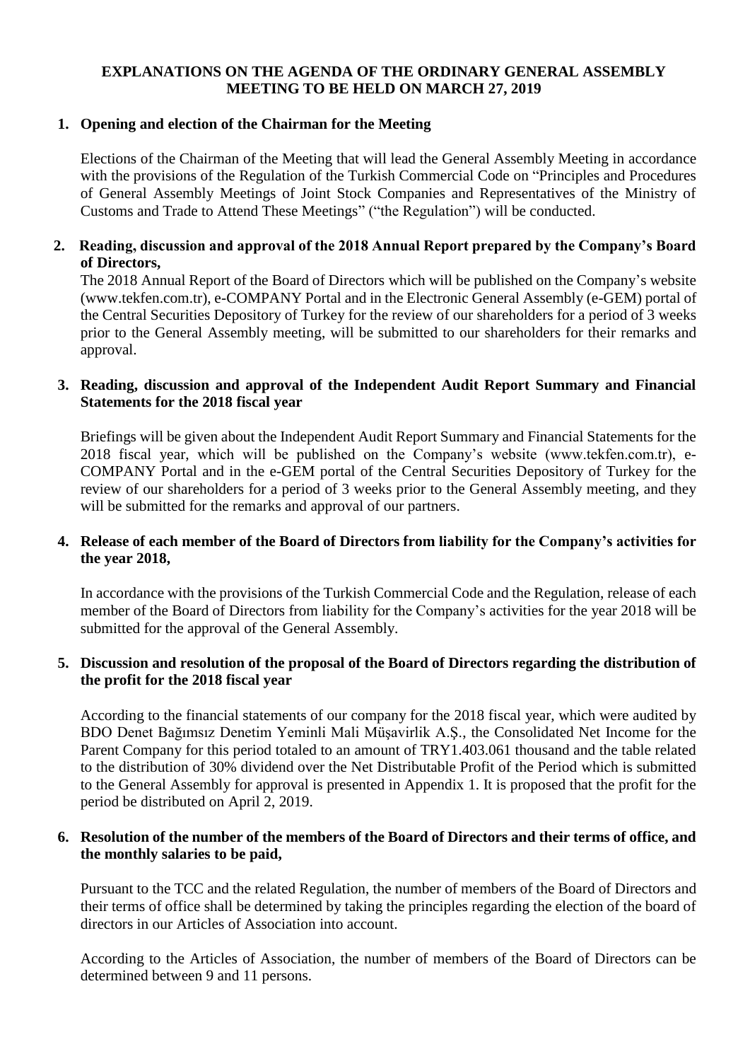## EXPLANATIONS ON THE AGENDA OF THE ORDINARY GENERAL ASSEMBLY MEETING TO BE HELD ON MARCH 27, 2019

**1. Opening and election of the Chairman for the Meeting**

Elections of the Chairman of the Meeting that will lead the General Assembly Meeting in accordance with the provisions of the Regulation of the Turkish Commercial Code on "Principles and Procedures of General Assembly Meetings of Joint Stock Companies and Representatives of the Ministry of Customs and Trade to Attend These Meetings" ("the Regulation") will be conducted.

**2. Reading, discussion and approval of the 2018 Annual Report prepared by the Company's Board of Directors,**

The 2018 Annual Report of the Board of Directors which will be published on the Company's website (www.tekfen.com.tr), e-COMPANY Portal and in the Electronic General Assembly (e-GEM) portal of the Central Securities Depository of Turkey for the review of our shareholders for a period of 3 weeks prior to the General Assembly meeting, will be submitted to our shareholders for their remarks and approval.

**3. Reading, discussion and approval of the Independent Audit Report Summary and Financial Statements for the 2018 fiscal year**

Briefings will be given about the Independent Audit Report Summary and Financial Statements for the 2018 fiscal year, which will be published on the Company's website (www.tekfen.com.tr), e-COMPANY Portal and in the e-GEM portal of the Central Securities Depository of Turkey for the review of our shareholders for a period of 3 weeks prior to the General Assembly meeting, and they will be submitted for the remarks and approval of our partners.

**4. Release of each member of the Board of Directors from liability for the Company's activities for the year 2018,**

In accordance with the provisions of the Turkish Commercial Code and the Regulation, release of each member of the Board of Directors from liability for the Company's activities for the year 2018 will be submitted for the approval of the General Assembly.

**5. Discussion and resolution of the proposal of the Board of Directors regarding the distribution of the profit for the 2018 fiscal year**

According to the financial statements of our company for the 2018 fiscal year, which were audited by BDO Denet Bağımsız Denetim Yeminli Mali Müşavirlik A.Ş., the Consolidated Net Income for the Parent Company for this period totaled to an amount of TRY1.403.061 thousand and the table related to the distribution of 30% dividend over the Net Distributable Profit of the Period which is submitted to the General Assembly for approval is presented in Appendix 1. It is proposed that the profit for the period be distributed on April 2, 2019.

**6. Resolution of the number of the members of the Board of Directors and their terms of office, and the monthly salaries to be paid,**

Pursuant to the TCC and the related Regulation, the number of members of the Board of Directors and their terms of office shall be determined by taking the principles regarding the election of the board of directors in our Articles of Association into account.

According to the Articles of Association, the number of members of the Board of Directors can be determined between 9 and 11 persons.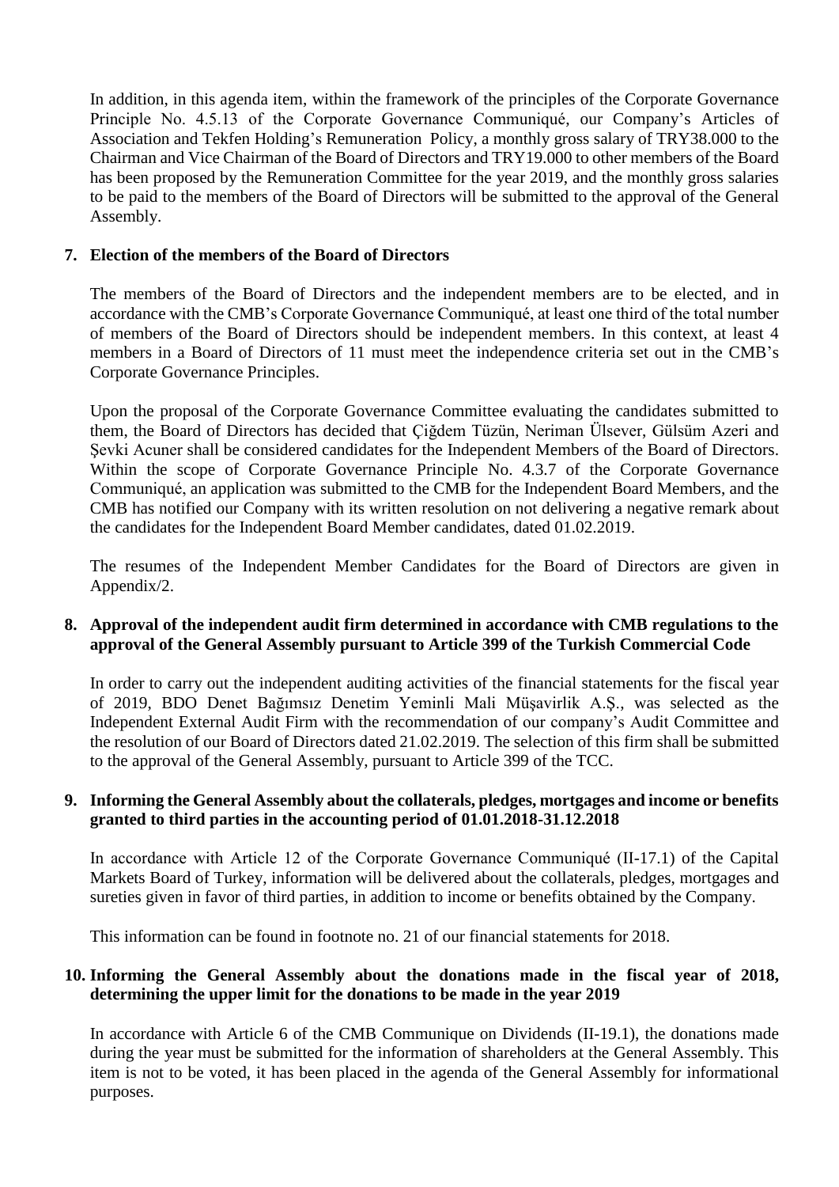In addition, in this agenda item, within the framework of the principles of the Corporate Governance Principle No. 4.5.13 of the Corporate Governance Communiqué, our Company's Articles of Association and Tekfen Holding's Remuneration Policy, a monthly gross salary of TRY38.000 to the Chairman and Vice Chairman of the Board of Directors and TRY19.000 to other members of the Board has been proposed by the Remuneration Committee for the year 2019, and the monthly gross salaries to be paid to the members of the Board of Directors will be submitted to the approval of the General Assembly.

**7. Election of the members of the Board of Directors**

The members of the Board of Directors and the independent members are to be elected, and in accordance with the CMB's Corporate Governance Communiqué, at least one third of the total number of members of the Board of Directors should be independent members. In this context, at least 4 members in a Board of Directors of 11 must meet the independence criteria set out in the CMB's Corporate Governance Principles.

Upon the proposal of the Corporate Governance Committee evaluating the candidates submitted to them, the Board of Directors has decided that Çiğdem Tüzün, Neriman Ülsever, Gülsüm Azeri and Şevki Acuner shall be considered candidates for the Independent Members of the Board of Directors. Within the scope of Corporate Governance Principle No. 4.3.7 of the Corporate Governance Communiqué, an application was submitted to the CMB for the Independent Board Members, and the CMB has notified our Company with its written resolution on not delivering a negative remark about the candidates for the Independent Board Member candidates, dated 01.02.2019.

The resumes of the Independent Member Candidates for the Board of Directors are given in Appendix/2.

**8. Approval of the independent audit firm determined in accordance with CMB regulations to the approval of the General Assembly pursuant to Article 399 of the Turkish Commercial Code**

In order to carry out the independent auditing activities of the financial statements for the fiscal year of 2019, BDO Denet Bağımsız Denetim Yeminli Mali Müşavirlik A.Ş., was selected as the Independent External Audit Firm with the recommendation of our company's Audit Committee and the resolution of our Board of Directors dated 21.02.2019. The selection of this firm shall be submitted to the approval of the General Assembly, pursuant to Article 399 of the TCC.

**9. Informing the General Assembly about the collaterals, pledges, mortgages and income or benefits granted to third parties in the accounting period of 01.01.2018-31.12.2018**

In accordance with Article 12 of the Corporate Governance Communiqué (II-17.1) of the Capital Markets Board of Turkey, information will be delivered about the collaterals, pledges, mortgages and sureties given in favor of third parties, in addition to income or benefits obtained by the Company.

This information can be found in footnote no. 21 of our financial statements for 2018.

**10. Informing the General Assembly about the donations made in the fiscal year of 2018, determining the upper limit for the donations to be made in the year 2019**

In accordance with Article 6 of the CMB Communique on Dividends (II-19.1), the donations made during the year must be submitted for the information of shareholders at the General Assembly. This item is not to be voted, it has been placed in the agenda of the General Assembly for informational purposes.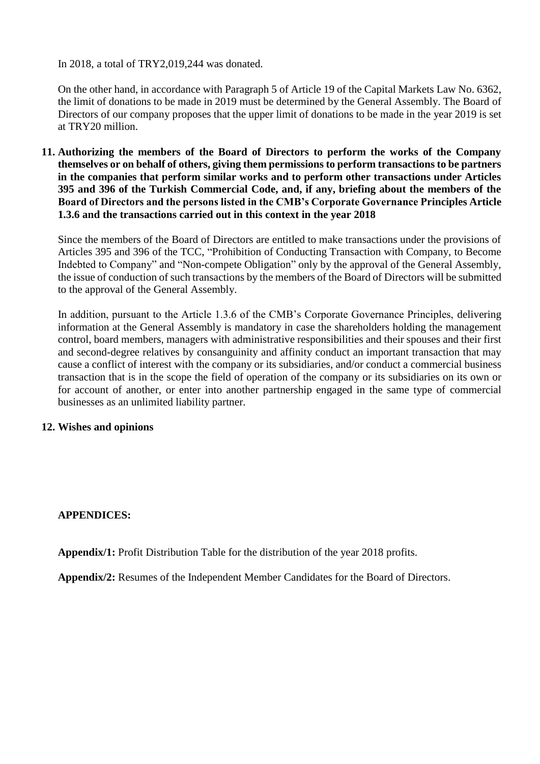In 2018, a total of TRY2,019,244 was donated.

On the other hand, in accordance with Paragraph 5 of Article 19 of the Capital Markets Law No. 6362, the limit of donations to be made in 2019 must be determined by the General Assembly. The Board of Directors of our company proposes that the upper limit of donations to be made in the year 2019 is set at TRY20 million.

**11. Authorizing the members of the Board of Directors to perform the works of the Company themselves or on behalf of others, giving them permissions to perform transactions to be partners in the companies that perform similar works and to perform other transactions under Articles 395 and 396 of the Turkish Commercial Code, and, if any, briefing about the members of the Board of Directors and the persons listed in the CMB's Corporate Governance Principles Article 1.3.6 and the transactions carried out in this context in the year 2018**

Since the members of the Board of Directors are entitled to make transactions under the provisions of Articles 395 and 396 of the TCC, "Prohibition of Conducting Transaction with Company, to Become Indebted to Company" and "Non-compete Obligation" only by the approval of the General Assembly, the issue of conduction of such transactions by the members of the Board of Directors will be submitted to the approval of the General Assembly.

In addition, pursuant to the Article 1.3.6 of the CMB's Corporate Governance Principles, delivering information at the General Assembly is mandatory in case the shareholders holding the management control, board members, managers with administrative responsibilities and their spouses and their first and second-degree relatives by consanguinity and affinity conduct an important transaction that may cause a conflict of interest with the company or its subsidiaries, and/or conduct a commercial business transaction that is in the scope the field of operation of the company or its subsidiaries on its own or for account of another, or enter into another partnership engaged in the same type of commercial businesses as an unlimited liability partner.

**12. Wishes and opinions**

**APPENDICES:**

**Appendix/1:** Profit Distribution Table for the distribution of the year 2018 profits.

**Appendix/2:** Resumes of the Independent Member Candidates for the Board of Directors.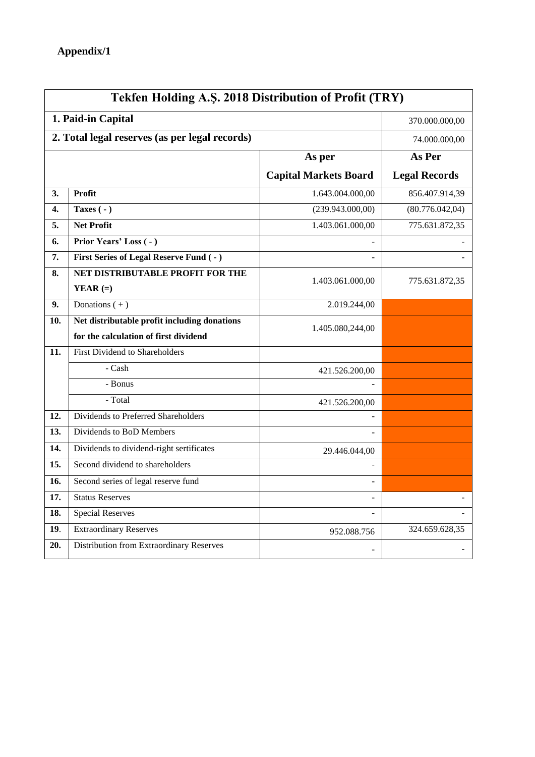**Appendix/1**

| Tekfen Holding A.Ş. 2018 Distribution of Profit (TRY) | | | |
|---|---|---|---|
| **1. Paid-in Capital** | | | 370.000.000,00 |
| **2. Total legal reserves (as per legal records)** | | | 74.000.000,00 |
| | | **As per Capital Markets Board** | **As Per Legal Records** |
| **3.** | **Profit** | 1.643.004.000,00 | 856.407.914,39 |
| **4.** | **Taxes ( - )** | (239.943.000,00) | (80.776.042,04) |
| **5.** | **Net Profit** | 1.403.061.000,00 | 775.631.872,35 |
| **6.** | **Prior Years' Loss ( - )** | - | - |
| **7.** | **First Series of Legal Reserve Fund ( - )** | - | - |
| **8.** | **NET DISTRIBUTABLE PROFIT FOR THE YEAR (=)** | 1.403.061.000,00 | 775.631.872,35 |
| **9.** | Donations ( + ) | 2.019.244,00 | |
| **10.** | **Net distributable profit including donations for the calculation of first dividend** | 1.405.080.244,00 | |
| **11.** | First Dividend to Shareholders | | |
| | - Cash | 421.526.200,00 | |
| | - Bonus | - | |
| | - Total | 421.526.200,00 | |
| **12.** | Dividends to Preferred Shareholders | - | |
| **13.** | Dividends to BoD Members | - | |
| **14.** | Dividends to dividend-right sertificates | 29.446.044,00 | |
| **15.** | Second dividend to shareholders | - | |
| **16.** | Second series of legal reserve fund | - | |
| **17.** | Status Reserves | - | - |
| **18.** | Special Reserves | - | - |
| **19.** | Extraordinary Reserves | 952.088.756 | 324.659.628,35 |
| **20.** | Distribution from Extraordinary Reserves | - | - |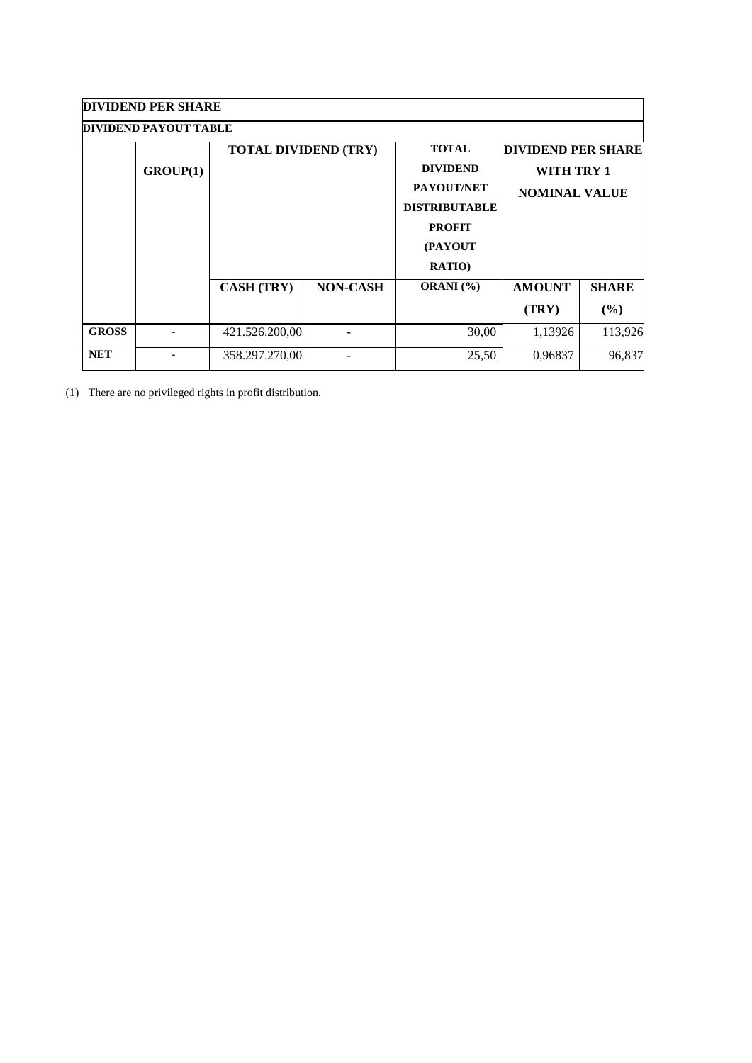| DIVIDEND PER SHARE | | | | | | |
|---|---|---|---|---|---|---|
| DIVIDEND PAYOUT TABLE | | | | | | |
| | GROUP(1) | TOTAL DIVIDEND (TRY) | | TOTAL DIVIDEND PAYOUT/NET DISTRIBUTABLE PROFIT (PAYOUT RATIO) | DIVIDEND PER SHARE WITH TRY 1 NOMINAL VALUE | |
| | | CASH (TRY) | NON-CASH | ORANI (%) | AMOUNT (TRY) | SHARE (%) |
| GROSS | - | 421.526.200,00 | - | 30,00 | 1,13926 | 113,926 |
| NET | - | 358.297.270,00 | - | 25,50 | 0,96837 | 96,837 |

(1) There are no privileged rights in profit distribution.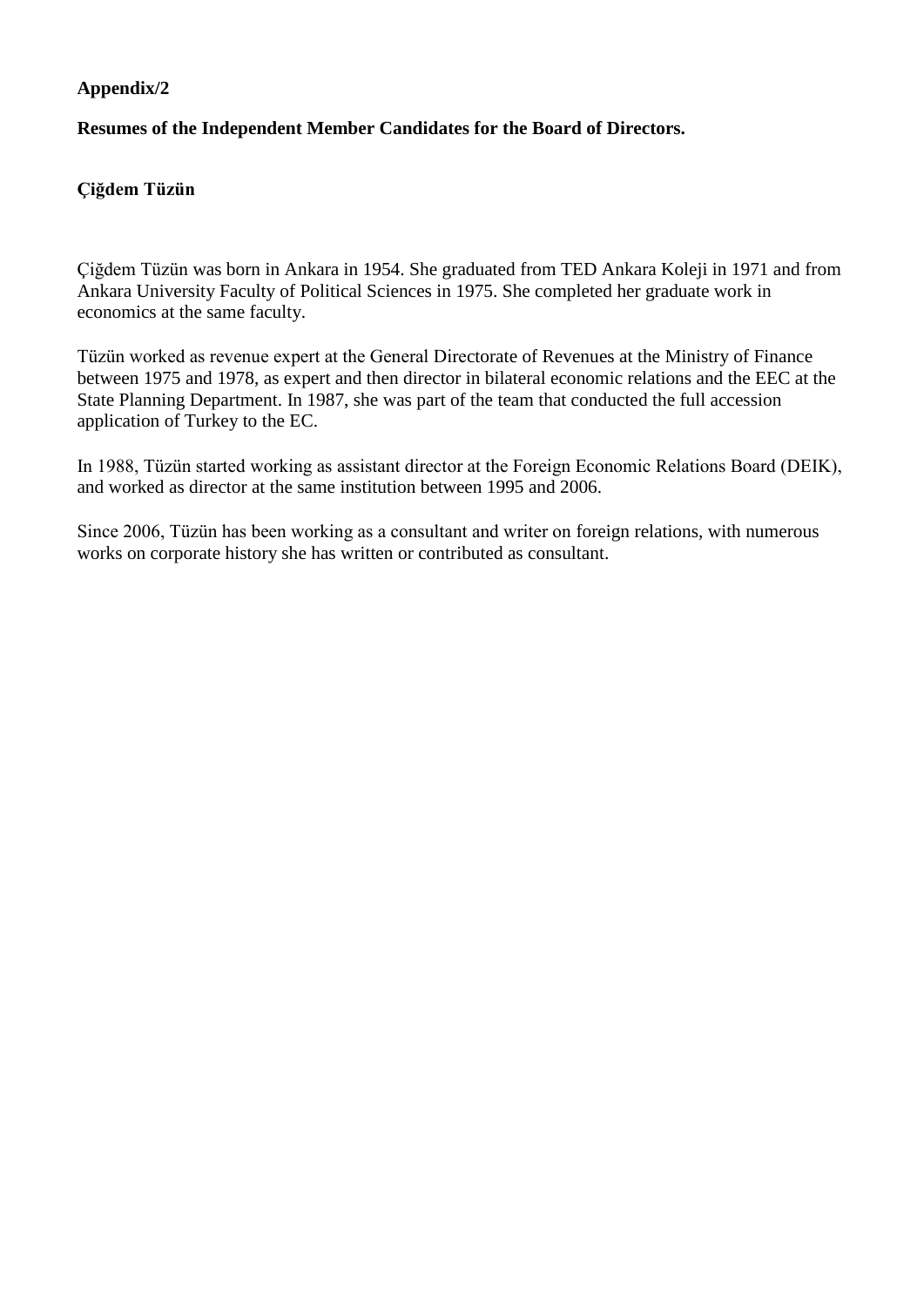**Appendix/2**

**Resumes of the Independent Member Candidates for the Board of Directors.**

**Çiğdem Tüzün**

Çiğdem Tüzün was born in Ankara in 1954. She graduated from TED Ankara Koleji in 1971 and from Ankara University Faculty of Political Sciences in 1975. She completed her graduate work in economics at the same faculty.

Tüzün worked as revenue expert at the General Directorate of Revenues at the Ministry of Finance between 1975 and 1978, as expert and then director in bilateral economic relations and the EEC at the State Planning Department. In 1987, she was part of the team that conducted the full accession application of Turkey to the EC.

In 1988, Tüzün started working as assistant director at the Foreign Economic Relations Board (DEIK), and worked as director at the same institution between 1995 and 2006.

Since 2006, Tüzün has been working as a consultant and writer on foreign relations, with numerous works on corporate history she has written or contributed as consultant.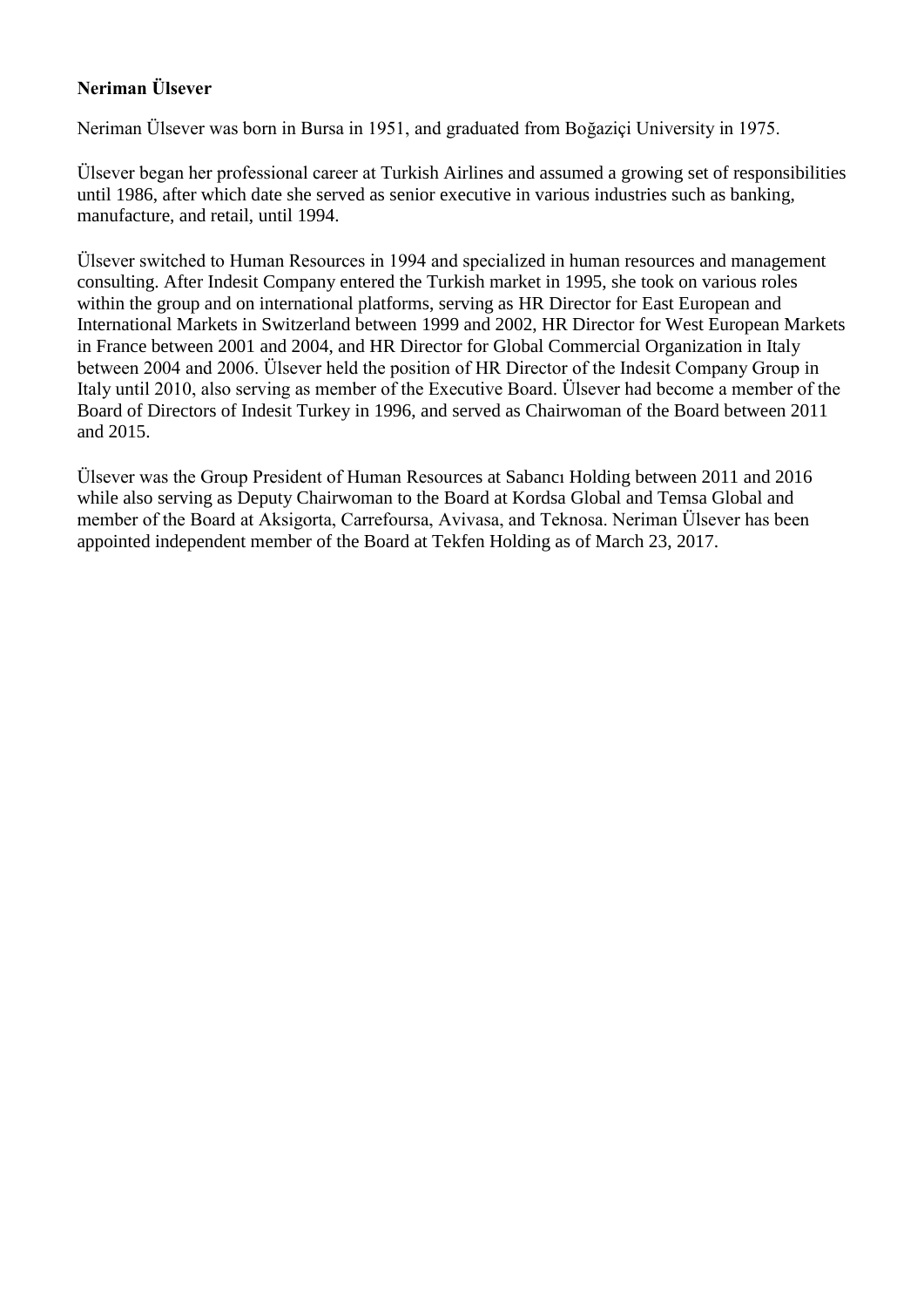**Neriman Ülsever**

Neriman Ülsever was born in Bursa in 1951, and graduated from Boğaziçi University in 1975.

Ülsever began her professional career at Turkish Airlines and assumed a growing set of responsibilities until 1986, after which date she served as senior executive in various industries such as banking, manufacture, and retail, until 1994.

Ülsever switched to Human Resources in 1994 and specialized in human resources and management consulting. After Indesit Company entered the Turkish market in 1995, she took on various roles within the group and on international platforms, serving as HR Director for East European and International Markets in Switzerland between 1999 and 2002, HR Director for West European Markets in France between 2001 and 2004, and HR Director for Global Commercial Organization in Italy between 2004 and 2006. Ülsever held the position of HR Director of the Indesit Company Group in Italy until 2010, also serving as member of the Executive Board. Ülsever had become a member of the Board of Directors of Indesit Turkey in 1996, and served as Chairwoman of the Board between 2011 and 2015.

Ülsever was the Group President of Human Resources at Sabancı Holding between 2011 and 2016 while also serving as Deputy Chairwoman to the Board at Kordsa Global and Temsa Global and member of the Board at Aksigorta, Carrefoursa, Avivasa, and Teknosa. Neriman Ülsever has been appointed independent member of the Board at Tekfen Holding as of March 23, 2017.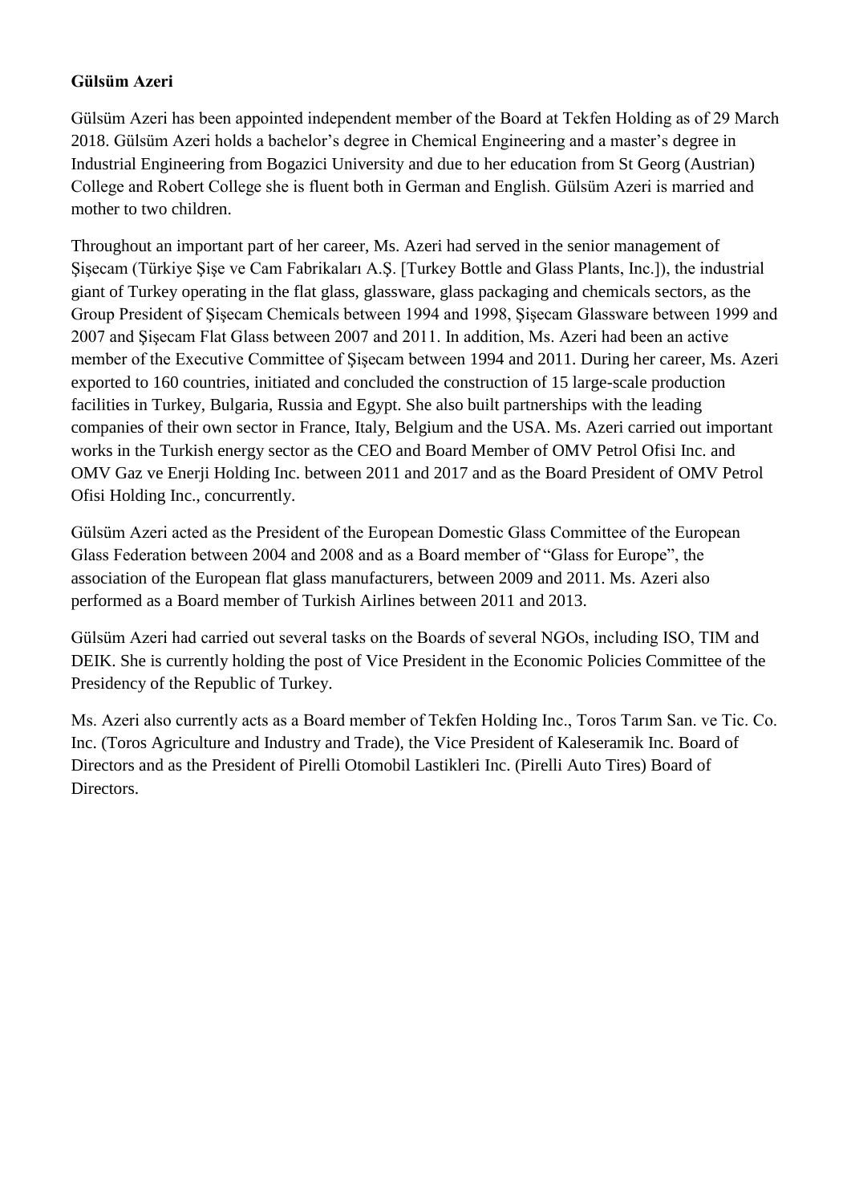**Gülsüm Azeri**

Gülsüm Azeri has been appointed independent member of the Board at Tekfen Holding as of 29 March 2018. Gülsüm Azeri holds a bachelor's degree in Chemical Engineering and a master's degree in Industrial Engineering from Bogazici University and due to her education from St Georg (Austrian) College and Robert College she is fluent both in German and English. Gülsüm Azeri is married and mother to two children.

Throughout an important part of her career, Ms. Azeri had served in the senior management of Şişecam (Türkiye Şişe ve Cam Fabrikaları A.Ş. [Turkey Bottle and Glass Plants, Inc.]), the industrial giant of Turkey operating in the flat glass, glassware, glass packaging and chemicals sectors, as the Group President of Şişecam Chemicals between 1994 and 1998, Şişecam Glassware between 1999 and 2007 and Şişecam Flat Glass between 2007 and 2011. In addition, Ms. Azeri had been an active member of the Executive Committee of Şişecam between 1994 and 2011. During her career, Ms. Azeri exported to 160 countries, initiated and concluded the construction of 15 large-scale production facilities in Turkey, Bulgaria, Russia and Egypt. She also built partnerships with the leading companies of their own sector in France, Italy, Belgium and the USA. Ms. Azeri carried out important works in the Turkish energy sector as the CEO and Board Member of OMV Petrol Ofisi Inc. and OMV Gaz ve Enerji Holding Inc. between 2011 and 2017 and as the Board President of OMV Petrol Ofisi Holding Inc., concurrently.

Gülsüm Azeri acted as the President of the European Domestic Glass Committee of the European Glass Federation between 2004 and 2008 and as a Board member of "Glass for Europe", the association of the European flat glass manufacturers, between 2009 and 2011. Ms. Azeri also performed as a Board member of Turkish Airlines between 2011 and 2013.

Gülsüm Azeri had carried out several tasks on the Boards of several NGOs, including ISO, TIM and DEIK. She is currently holding the post of Vice President in the Economic Policies Committee of the Presidency of the Republic of Turkey.

Ms. Azeri also currently acts as a Board member of Tekfen Holding Inc., Toros Tarım San. ve Tic. Co. Inc. (Toros Agriculture and Industry and Trade), the Vice President of Kaleseramik Inc. Board of Directors and as the President of Pirelli Otomobil Lastikleri Inc. (Pirelli Auto Tires) Board of Directors.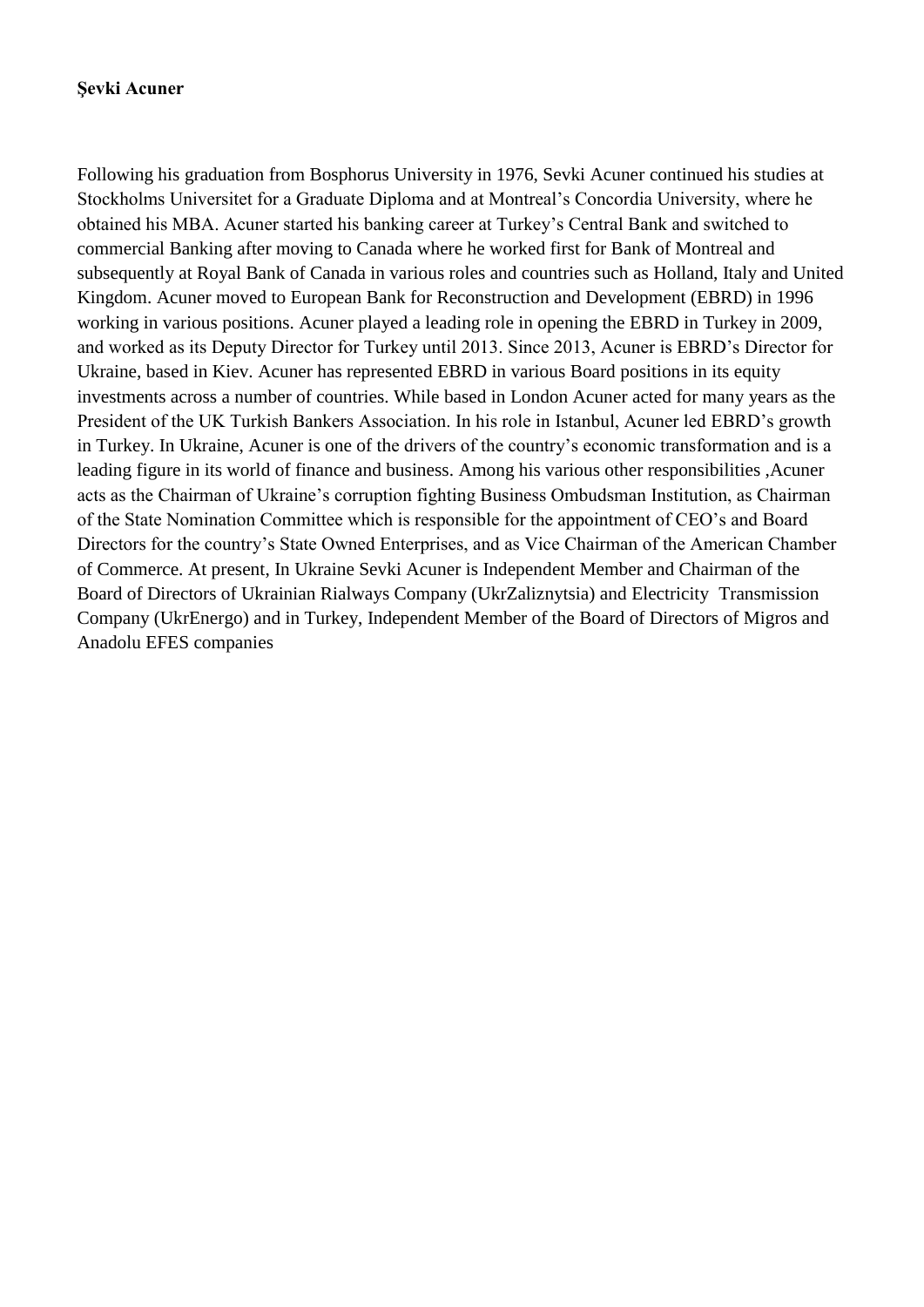**Şevki Acuner**

Following his graduation from Bosphorus University in 1976, Sevki Acuner continued his studies at Stockholms Universitet for a Graduate Diploma and at Montreal's Concordia University, where he obtained his MBA. Acuner started his banking career at Turkey's Central Bank and switched to commercial Banking after moving to Canada where he worked first for Bank of Montreal and subsequently at Royal Bank of Canada in various roles and countries such as Holland, Italy and United Kingdom. Acuner moved to European Bank for Reconstruction and Development (EBRD) in 1996 working in various positions. Acuner played a leading role in opening the EBRD in Turkey in 2009, and worked as its Deputy Director for Turkey until 2013. Since 2013, Acuner is EBRD's Director for Ukraine, based in Kiev. Acuner has represented EBRD in various Board positions in its equity investments across a number of countries. While based in London Acuner acted for many years as the President of the UK Turkish Bankers Association. In his role in Istanbul, Acuner led EBRD's growth in Turkey. In Ukraine, Acuner is one of the drivers of the country's economic transformation and is a leading figure in its world of finance and business. Among his various other responsibilities ,Acuner acts as the Chairman of Ukraine's corruption fighting Business Ombudsman Institution, as Chairman of the State Nomination Committee which is responsible for the appointment of CEO's and Board Directors for the country's State Owned Enterprises, and as Vice Chairman of the American Chamber of Commerce. At present, In Ukraine Sevki Acuner is Independent Member and Chairman of the Board of Directors of Ukrainian Rialways Company (UkrZaliznytsia) and Electricity Transmission Company (UkrEnergo) and in Turkey, Independent Member of the Board of Directors of Migros and Anadolu EFES companies